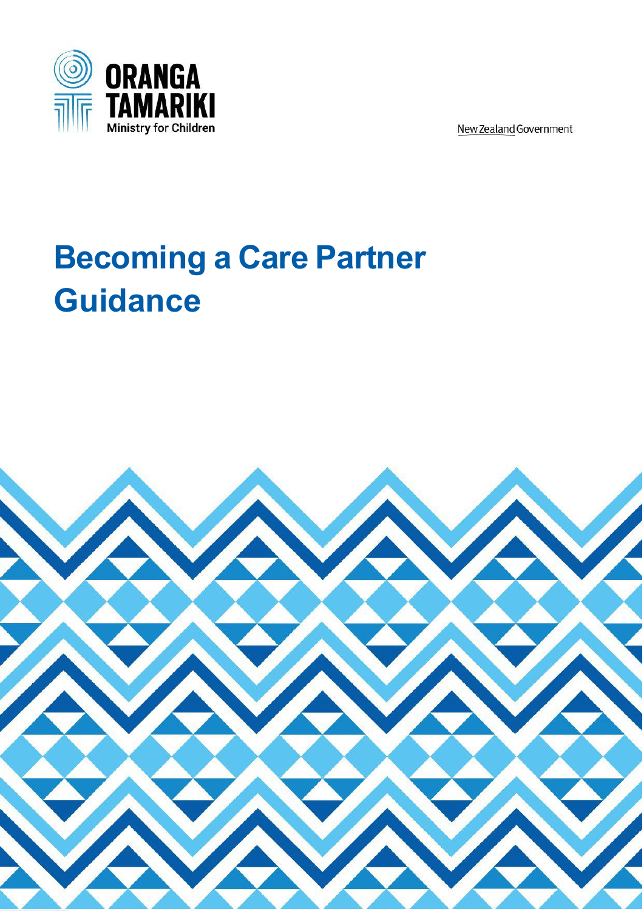ORANGA TAMARIKI

Ministry for Children

New Zealand Government

# Becoming a Care Partner Guidance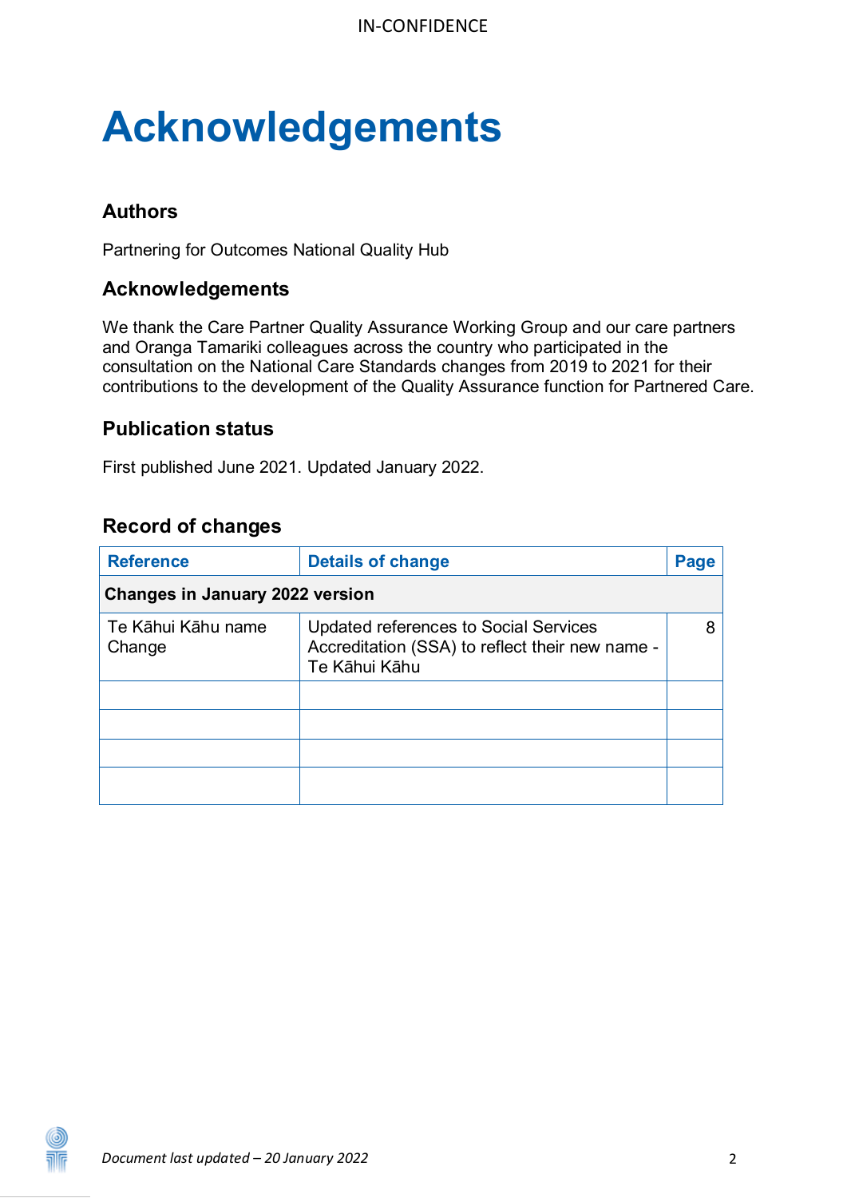# Acknowledgements

## Authors

Partnering for Outcomes National Quality Hub

## Acknowledgements

We thank the Care Partner Quality Assurance Working Group and our care partners and Oranga Tamariki colleagues across the country who participated in the consultation on the National Care Standards changes from 2019 to 2021 for their contributions to the development of the Quality Assurance function for Partnered Care.

## Publication status

First published June 2021. Updated January 2022.

## Record of changes

| Reference | Details of change | Page |
|---|---|---|
| **Changes in January 2022 version** | | |
| Te Kāhui Kāhu name Change | Updated references to Social Services Accreditation (SSA) to reflect their new name - Te Kāhui Kāhu | 8 |
| | | |
| | | |
| | | |
| | | |

*Document last updated – 20 January 2022*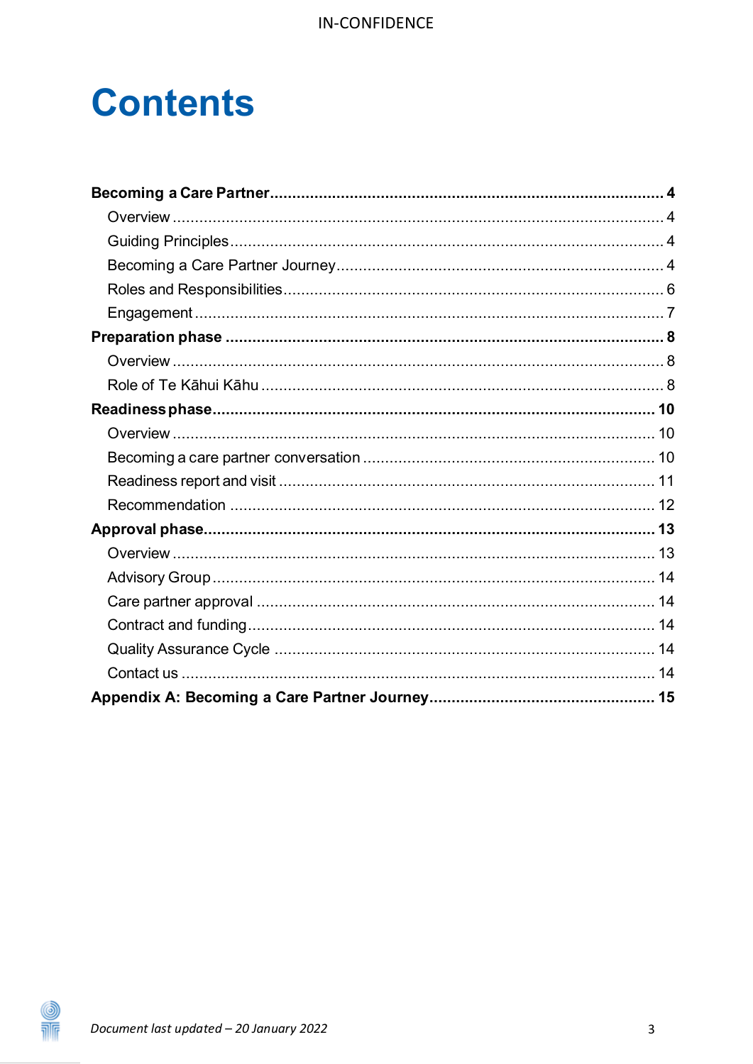# Contents

**Becoming a Care Partner** .......... **4**

- Overview .......... 4
- Guiding Principles .......... 4
- Becoming a Care Partner Journey .......... 4
- Roles and Responsibilities .......... 6
- Engagement .......... 7

**Preparation phase** .......... **8**

- Overview .......... 8
- Role of Te Kāhui Kāhu .......... 8

**Readiness phase** .......... **10**

- Overview .......... 10
- Becoming a care partner conversation .......... 10
- Readiness report and visit .......... 11
- Recommendation .......... 12

**Approval phase** .......... **13**

- Overview .......... 13
- Advisory Group .......... 14
- Care partner approval .......... 14
- Contract and funding .......... 14
- Quality Assurance Cycle .......... 14
- Contact us .......... 14

**Appendix A: Becoming a Care Partner Journey** .......... **15**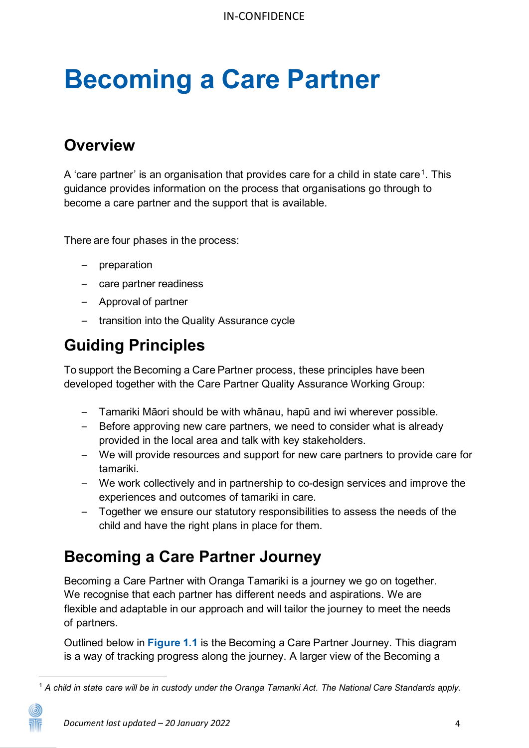# Becoming a Care Partner

## Overview

A 'care partner' is an organisation that provides care for a child in state care[1]. This guidance provides information on the process that organisations go through to become a care partner and the support that is available.

There are four phases in the process:

- preparation
- care partner readiness
- Approval of partner
- transition into the Quality Assurance cycle

## Guiding Principles

To support the Becoming a Care Partner process, these principles have been developed together with the Care Partner Quality Assurance Working Group:

- Tamariki Māori should be with whānau, hapū and iwi wherever possible.
- Before approving new care partners, we need to consider what is already provided in the local area and talk with key stakeholders.
- We will provide resources and support for new care partners to provide care for tamariki.
- We work collectively and in partnership to co-design services and improve the experiences and outcomes of tamariki in care.
- Together we ensure our statutory responsibilities to assess the needs of the child and have the right plans in place for them.

## Becoming a Care Partner Journey

Becoming a Care Partner with Oranga Tamariki is a journey we go on together. We recognise that each partner has different needs and aspirations. We are flexible and adaptable in our approach and will tailor the journey to meet the needs of partners.

Outlined below in **Figure 1.1** is the Becoming a Care Partner Journey. This diagram is a way of tracking progress along the journey. A larger view of the Becoming a

[1] *A child in state care will be in custody under the Oranga Tamariki Act. The National Care Standards apply.*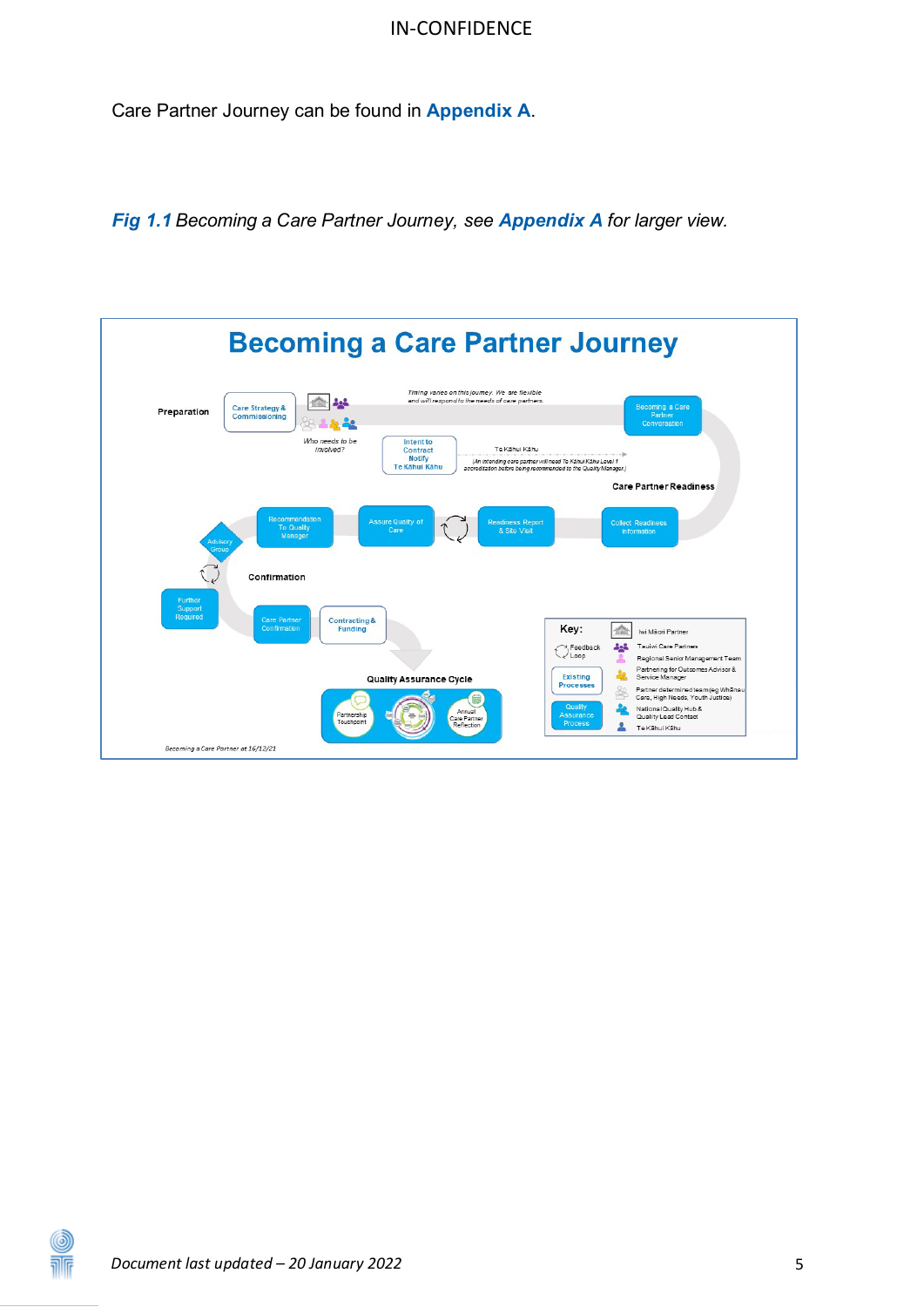Care Partner Journey can be found in **Appendix A**.

***Fig 1.1*** *Becoming a Care Partner Journey, see* ***Appendix A*** *for larger view.*

## Becoming a Care Partner Journey

**Preparation**

- Care Strategy & Commissioning
- *Who needs to be involved?*
- *Timing varies on this journey. We are flexible and will respond to the needs of care partners.*
- Intent to Contract Notify Te Kāhui Kāhu
- Te Kāhui Kāhu
- *(An intending care partner will need Te Kāhui Kāhu Level 1 accreditation before being recommended to the Quality Manager.)*
- Becoming a Care Partner Conversation

**Care Partner Readiness**

- Collect Readiness Information
- Readiness Report & Site Visit
- Assure Quality of Care
- Recommendation To Quality Manager
- Advisory Group
- Further Support Required

**Confirmation**

- Care Partner Confirmation
- Contracting & Funding

**Quality Assurance Cycle**

- Partnership Touchpoint
- Annual Care Partner Reflection

**Key:**

- Feedback Loop
- Existing Processes
- Quality Assurance Process
- Iwi Māori Partner
- Tauiwi Care Partners
- Regional Senior Management Team
- Partnering for Outcomes Advisor & Service Manager
- Partner determined team (eg Whānau Care, High Needs, Youth Justice)
- National Quality Hub & Quality Lead Contact
- Te Kāhui Kāhu

*Becoming a Care Partner at 16/12/21*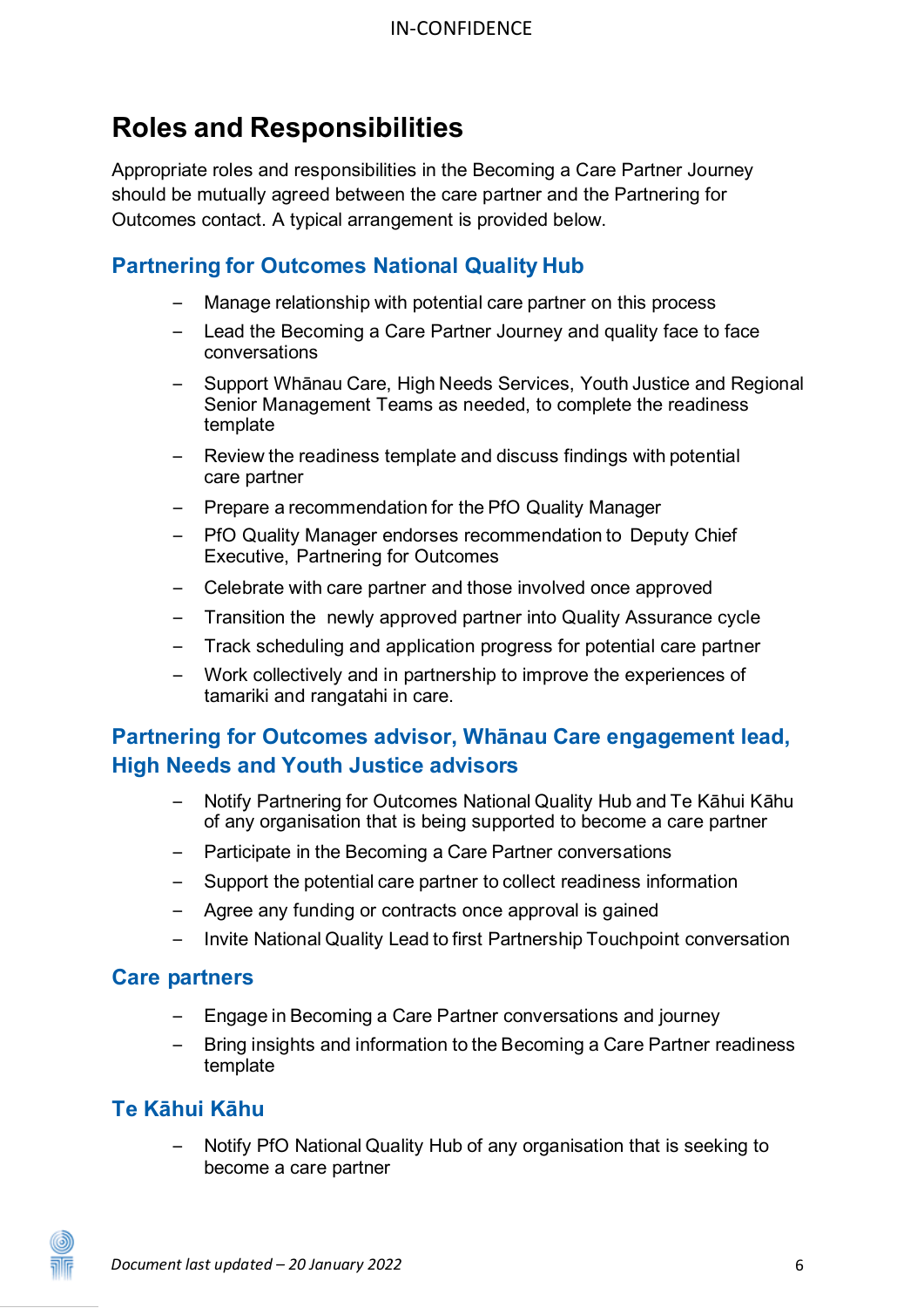# Roles and Responsibilities

Appropriate roles and responsibilities in the Becoming a Care Partner Journey should be mutually agreed between the care partner and the Partnering for Outcomes contact. A typical arrangement is provided below.

## Partnering for Outcomes National Quality Hub

- Manage relationship with potential care partner on this process
- Lead the Becoming a Care Partner Journey and quality face to face conversations
- Support Whānau Care, High Needs Services, Youth Justice and Regional Senior Management Teams as needed, to complete the readiness template
- Review the readiness template and discuss findings with potential care partner
- Prepare a recommendation for the PfO Quality Manager
- PfO Quality Manager endorses recommendation to Deputy Chief Executive, Partnering for Outcomes
- Celebrate with care partner and those involved once approved
- Transition the newly approved partner into Quality Assurance cycle
- Track scheduling and application progress for potential care partner
- Work collectively and in partnership to improve the experiences of tamariki and rangatahi in care.

## Partnering for Outcomes advisor, Whānau Care engagement lead, High Needs and Youth Justice advisors

- Notify Partnering for Outcomes National Quality Hub and Te Kāhui Kāhu of any organisation that is being supported to become a care partner
- Participate in the Becoming a Care Partner conversations
- Support the potential care partner to collect readiness information
- Agree any funding or contracts once approval is gained
- Invite National Quality Lead to first Partnership Touchpoint conversation

## Care partners

- Engage in Becoming a Care Partner conversations and journey
- Bring insights and information to the Becoming a Care Partner readiness template

## Te Kāhui Kāhu

- Notify PfO National Quality Hub of any organisation that is seeking to become a care partner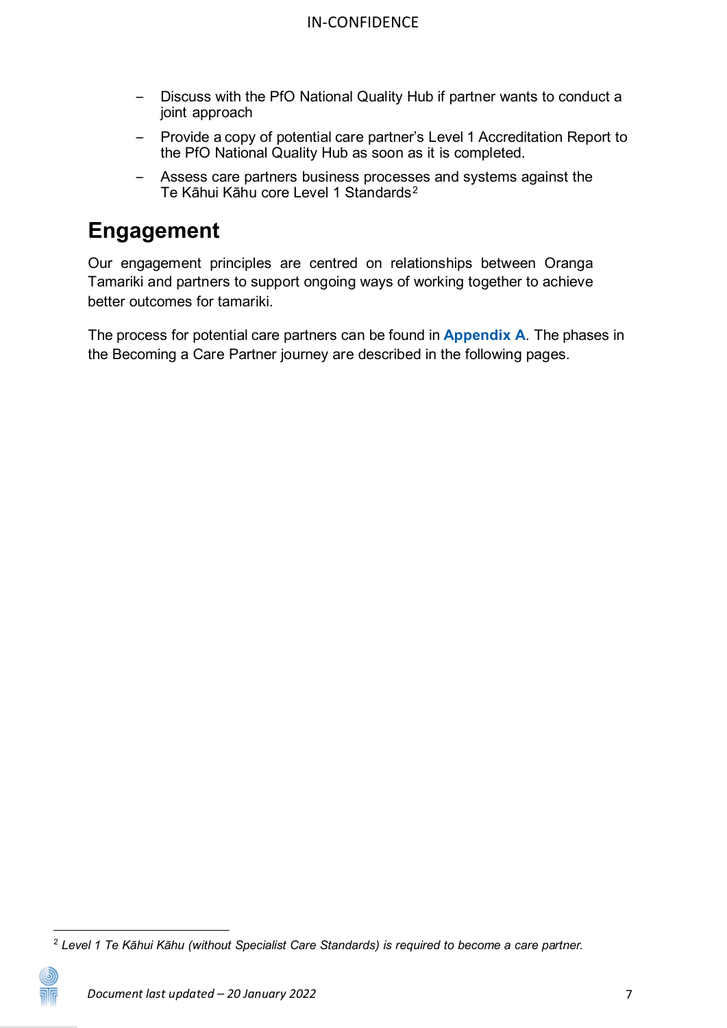- Discuss with the PfO National Quality Hub if partner wants to conduct a joint approach
- Provide a copy of potential care partner's Level 1 Accreditation Report to the PfO National Quality Hub as soon as it is completed.
- Assess care partners business processes and systems against the Te Kāhui Kāhu core Level 1 Standards[2]

## Engagement

Our engagement principles are centred on relationships between Oranga Tamariki and partners to support ongoing ways of working together to achieve better outcomes for tamariki.

The process for potential care partners can be found in **Appendix A**. The phases in the Becoming a Care Partner journey are described in the following pages.

[2] *Level 1 Te Kāhui Kāhu (without Specialist Care Standards) is required to become a care partner.*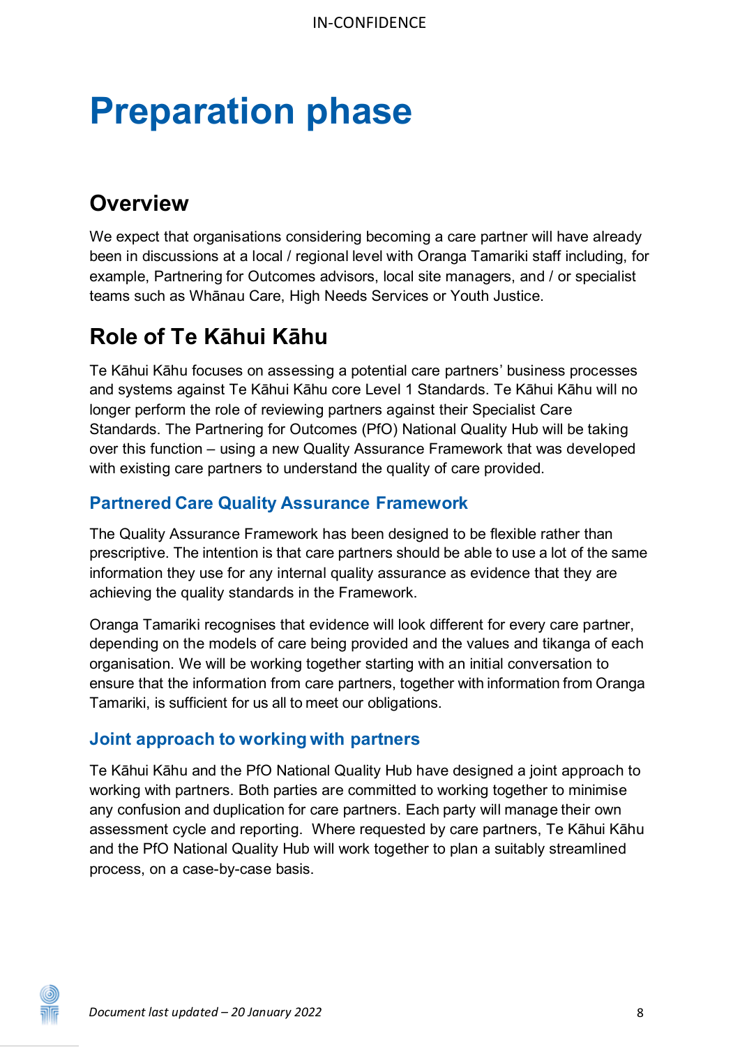# Preparation phase

## Overview

We expect that organisations considering becoming a care partner will have already been in discussions at a local / regional level with Oranga Tamariki staff including, for example, Partnering for Outcomes advisors, local site managers, and / or specialist teams such as Whānau Care, High Needs Services or Youth Justice.

## Role of Te Kāhui Kāhu

Te Kāhui Kāhu focuses on assessing a potential care partners' business processes and systems against Te Kāhui Kāhu core Level 1 Standards. Te Kāhui Kāhu will no longer perform the role of reviewing partners against their Specialist Care Standards. The Partnering for Outcomes (PfO) National Quality Hub will be taking over this function – using a new Quality Assurance Framework that was developed with existing care partners to understand the quality of care provided.

### Partnered Care Quality Assurance Framework

The Quality Assurance Framework has been designed to be flexible rather than prescriptive. The intention is that care partners should be able to use a lot of the same information they use for any internal quality assurance as evidence that they are achieving the quality standards in the Framework.

Oranga Tamariki recognises that evidence will look different for every care partner, depending on the models of care being provided and the values and tikanga of each organisation. We will be working together starting with an initial conversation to ensure that the information from care partners, together with information from Oranga Tamariki, is sufficient for us all to meet our obligations.

### Joint approach to working with partners

Te Kāhui Kāhu and the PfO National Quality Hub have designed a joint approach to working with partners. Both parties are committed to working together to minimise any confusion and duplication for care partners. Each party will manage their own assessment cycle and reporting. Where requested by care partners, Te Kāhui Kāhu and the PfO National Quality Hub will work together to plan a suitably streamlined process, on a case-by-case basis.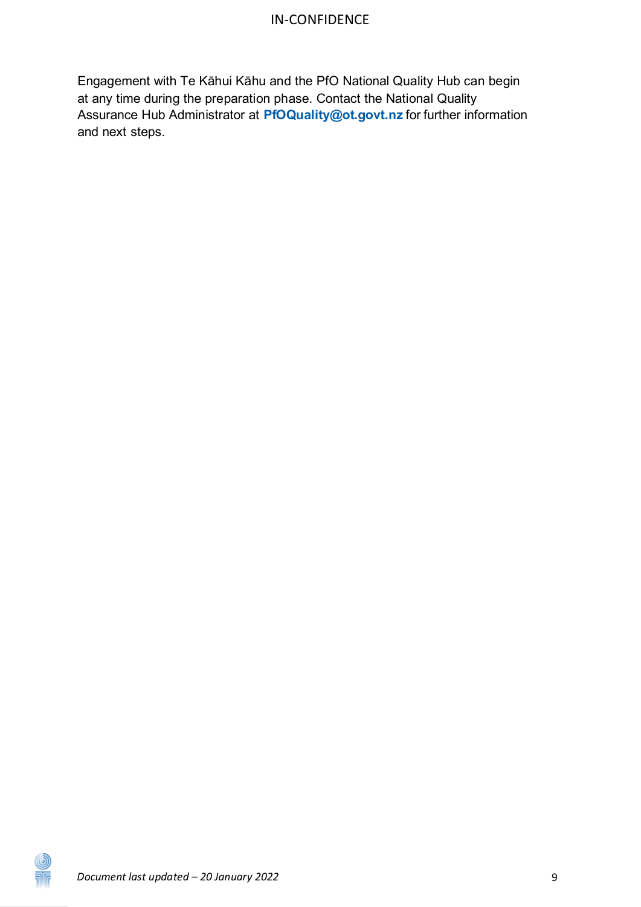Engagement with Te Kāhui Kāhu and the PfO National Quality Hub can begin at any time during the preparation phase. Contact the National Quality Assurance Hub Administrator at **PfOQuality@ot.govt.nz** for further information and next steps.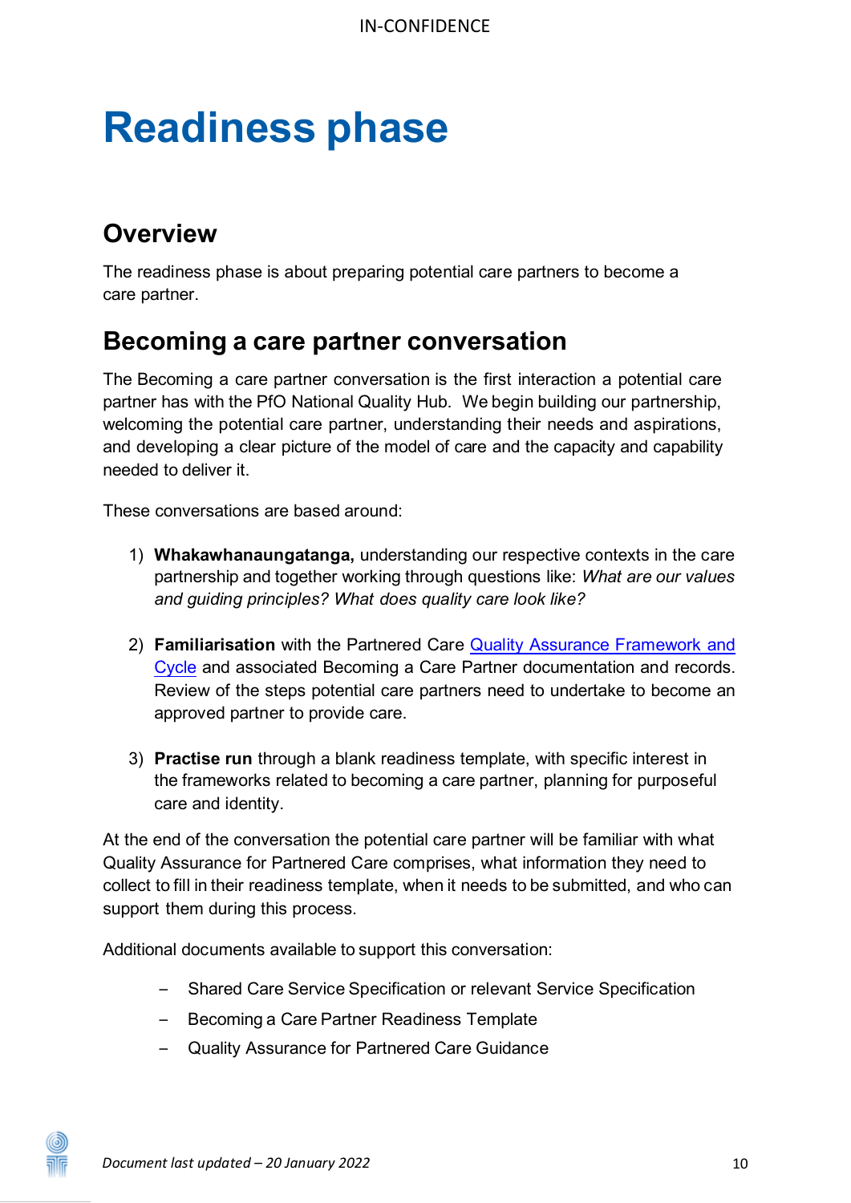# Readiness phase

## Overview

The readiness phase is about preparing potential care partners to become a care partner.

## Becoming a care partner conversation

The Becoming a care partner conversation is the first interaction a potential care partner has with the PfO National Quality Hub. We begin building our partnership, welcoming the potential care partner, understanding their needs and aspirations, and developing a clear picture of the model of care and the capacity and capability needed to deliver it.

These conversations are based around:

1) **Whakawhanaungatanga,** understanding our respective contexts in the care partnership and together working through questions like: *What are our values and guiding principles? What does quality care look like?*

2) **Familiarisation** with the Partnered Care Quality Assurance Framework and Cycle and associated Becoming a Care Partner documentation and records. Review of the steps potential care partners need to undertake to become an approved partner to provide care.

3) **Practise run** through a blank readiness template, with specific interest in the frameworks related to becoming a care partner, planning for purposeful care and identity.

At the end of the conversation the potential care partner will be familiar with what Quality Assurance for Partnered Care comprises, what information they need to collect to fill in their readiness template, when it needs to be submitted, and who can support them during this process.

Additional documents available to support this conversation:

- Shared Care Service Specification or relevant Service Specification
- Becoming a Care Partner Readiness Template
- Quality Assurance for Partnered Care Guidance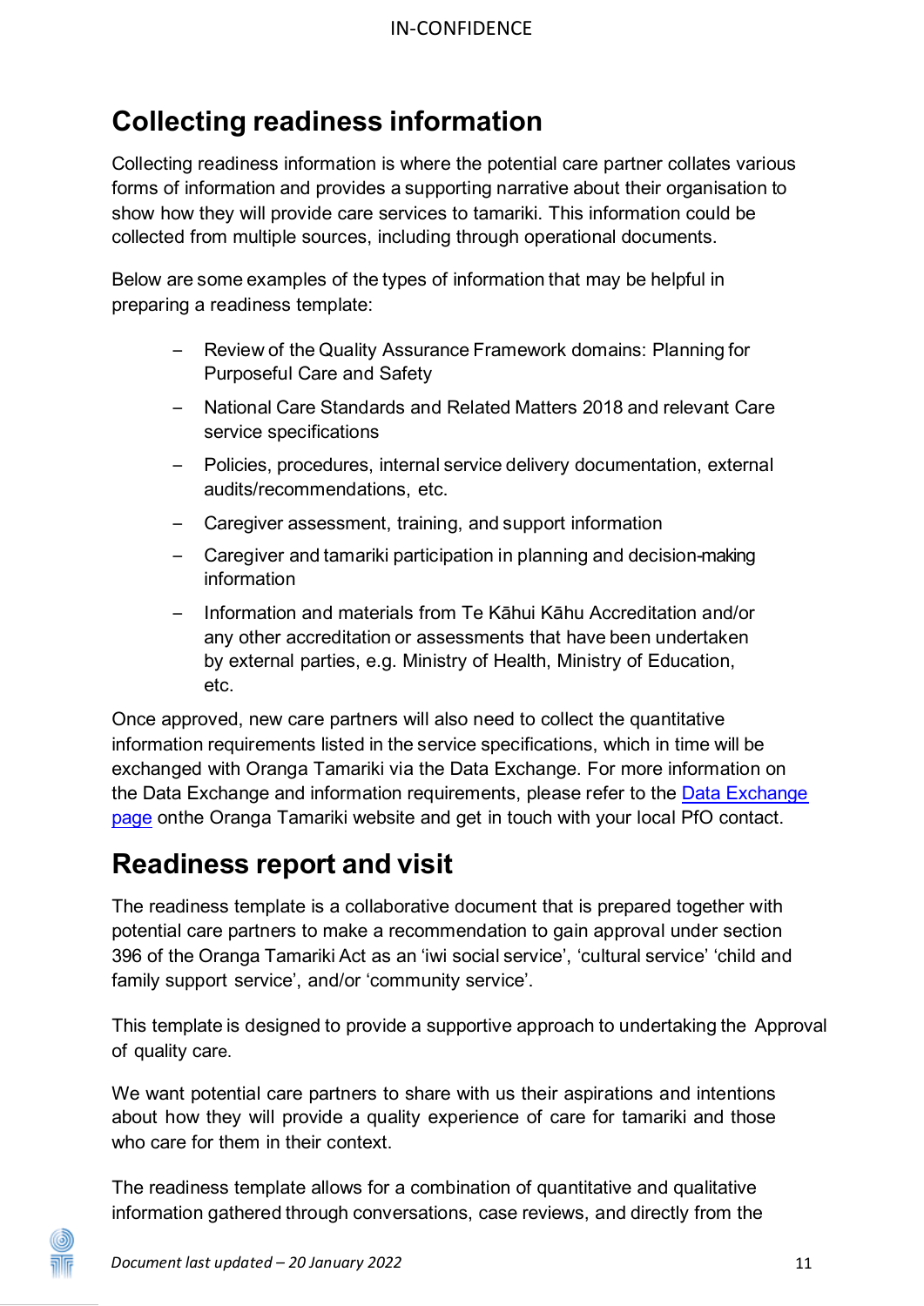## Collecting readiness information

Collecting readiness information is where the potential care partner collates various forms of information and provides a supporting narrative about their organisation to show how they will provide care services to tamariki. This information could be collected from multiple sources, including through operational documents.

Below are some examples of the types of information that may be helpful in preparing a readiness template:

- Review of the Quality Assurance Framework domains: Planning for Purposeful Care and Safety
- National Care Standards and Related Matters 2018 and relevant Care service specifications
- Policies, procedures, internal service delivery documentation, external audits/recommendations, etc.
- Caregiver assessment, training, and support information
- Caregiver and tamariki participation in planning and decision-making information
- Information and materials from Te Kāhui Kāhu Accreditation and/or any other accreditation or assessments that have been undertaken by external parties, e.g. Ministry of Health, Ministry of Education, etc.

Once approved, new care partners will also need to collect the quantitative information requirements listed in the service specifications, which in time will be exchanged with Oranga Tamariki via the Data Exchange. For more information on the Data Exchange and information requirements, please refer to the Data Exchange page onthe Oranga Tamariki website and get in touch with your local PfO contact.

## Readiness report and visit

The readiness template is a collaborative document that is prepared together with potential care partners to make a recommendation to gain approval under section 396 of the Oranga Tamariki Act as an 'iwi social service', 'cultural service' 'child and family support service', and/or 'community service'.

This template is designed to provide a supportive approach to undertaking the Approval of quality care.

We want potential care partners to share with us their aspirations and intentions about how they will provide a quality experience of care for tamariki and those who care for them in their context.

The readiness template allows for a combination of quantitative and qualitative information gathered through conversations, case reviews, and directly from the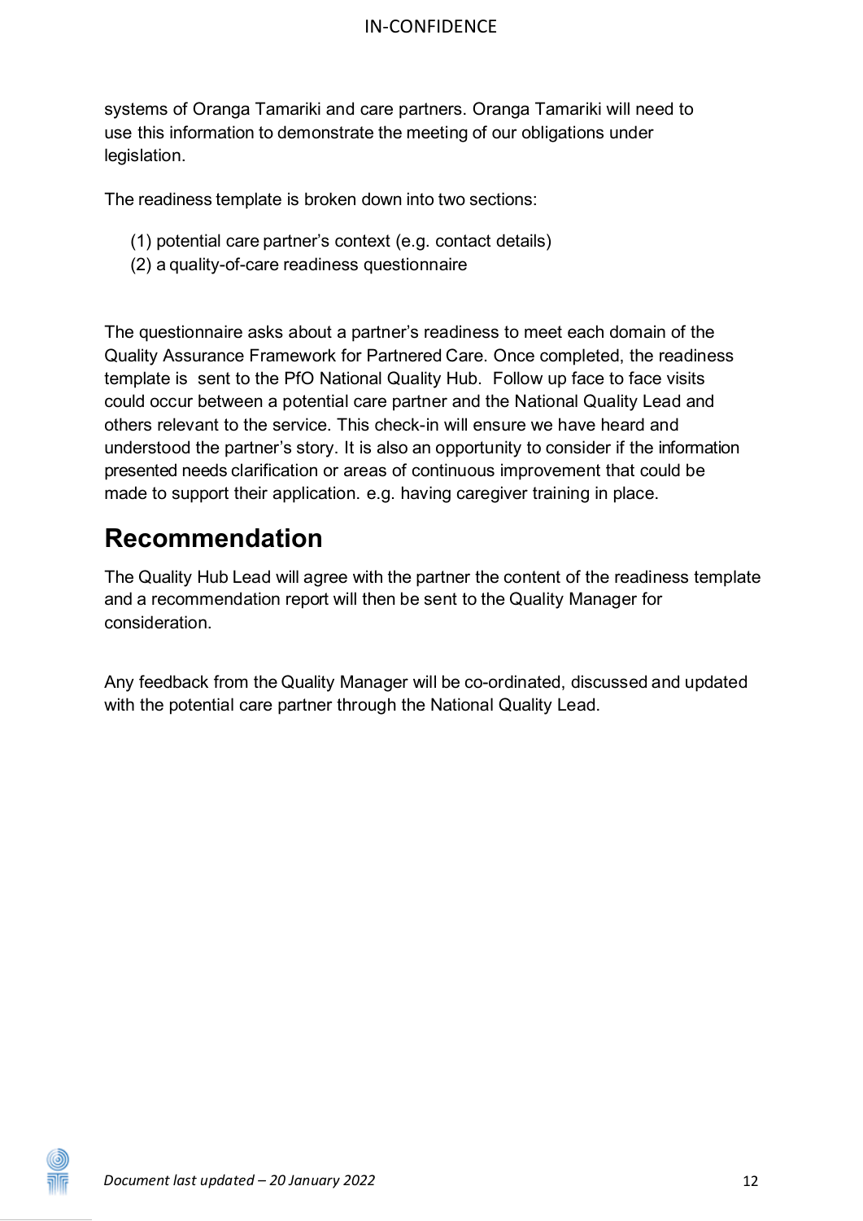systems of Oranga Tamariki and care partners. Oranga Tamariki will need to use this information to demonstrate the meeting of our obligations under legislation.

The readiness template is broken down into two sections:

(1) potential care partner's context (e.g. contact details)
(2) a quality-of-care readiness questionnaire

The questionnaire asks about a partner's readiness to meet each domain of the Quality Assurance Framework for Partnered Care. Once completed, the readiness template is sent to the PfO National Quality Hub. Follow up face to face visits could occur between a potential care partner and the National Quality Lead and others relevant to the service. This check-in will ensure we have heard and understood the partner's story. It is also an opportunity to consider if the information presented needs clarification or areas of continuous improvement that could be made to support their application. e.g. having caregiver training in place.

## Recommendation

The Quality Hub Lead will agree with the partner the content of the readiness template and a recommendation report will then be sent to the Quality Manager for consideration.

Any feedback from the Quality Manager will be co-ordinated, discussed and updated with the potential care partner through the National Quality Lead.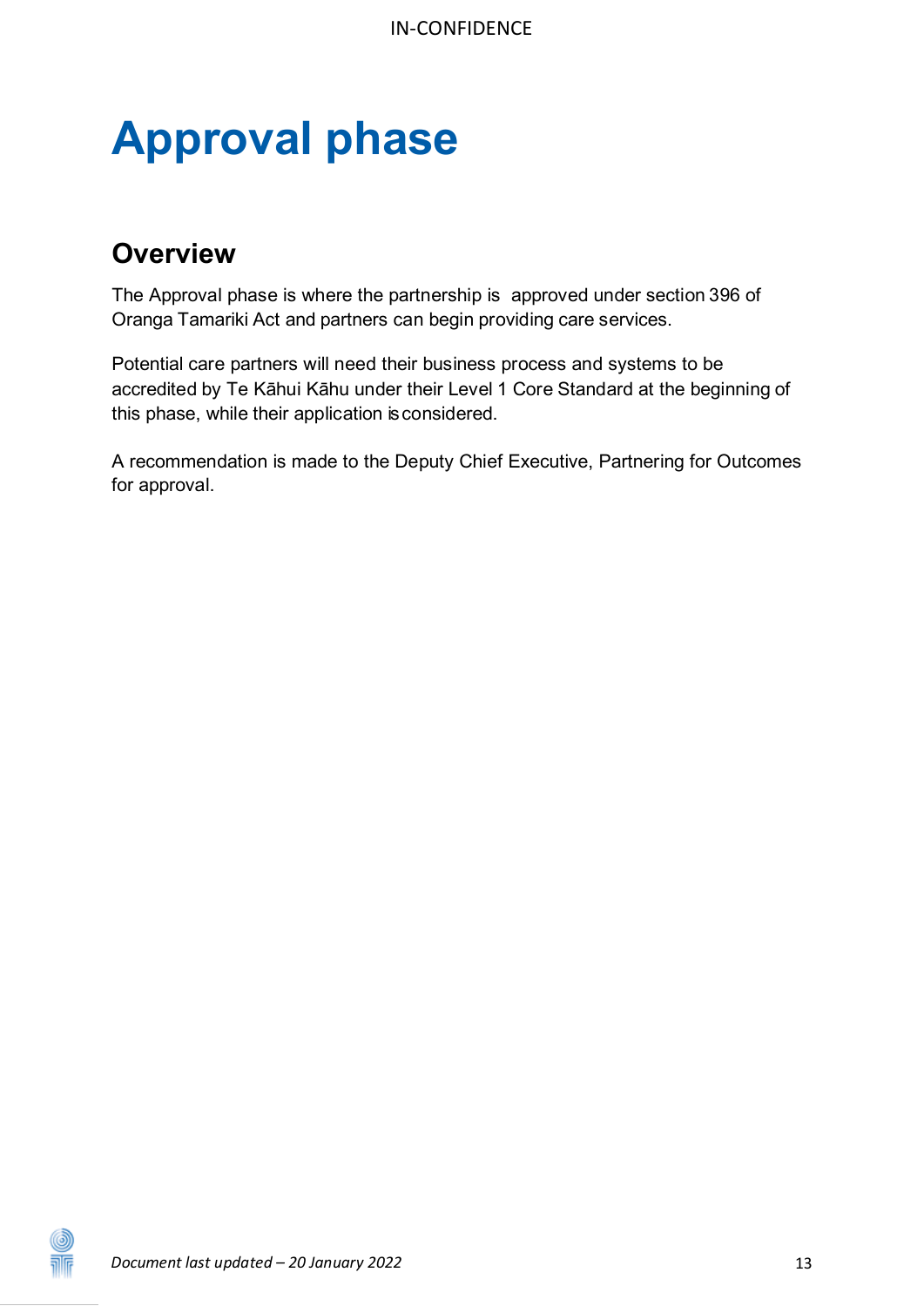# Approval phase

## Overview

The Approval phase is where the partnership is approved under section 396 of Oranga Tamariki Act and partners can begin providing care services.

Potential care partners will need their business process and systems to be accredited by Te Kāhui Kāhu under their Level 1 Core Standard at the beginning of this phase, while their application is considered.

A recommendation is made to the Deputy Chief Executive, Partnering for Outcomes for approval.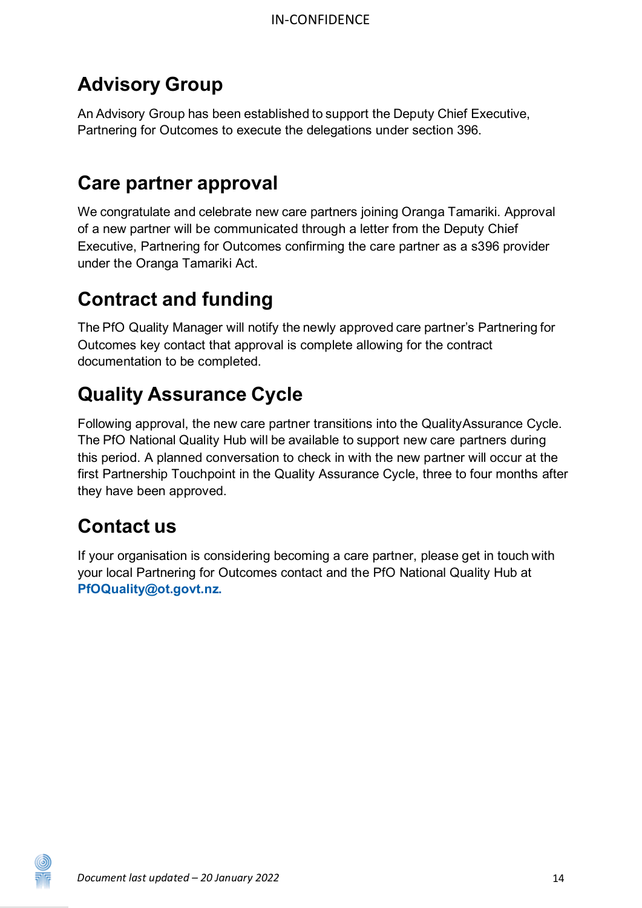## Advisory Group

An Advisory Group has been established to support the Deputy Chief Executive, Partnering for Outcomes to execute the delegations under section 396.

## Care partner approval

We congratulate and celebrate new care partners joining Oranga Tamariki. Approval of a new partner will be communicated through a letter from the Deputy Chief Executive, Partnering for Outcomes confirming the care partner as a s396 provider under the Oranga Tamariki Act.

## Contract and funding

The PfO Quality Manager will notify the newly approved care partner's Partnering for Outcomes key contact that approval is complete allowing for the contract documentation to be completed.

## Quality Assurance Cycle

Following approval, the new care partner transitions into the Quality Assurance Cycle. The PfO National Quality Hub will be available to support new care partners during this period. A planned conversation to check in with the new partner will occur at the first Partnership Touchpoint in the Quality Assurance Cycle, three to four months after they have been approved.

## Contact us

If your organisation is considering becoming a care partner, please get in touch with your local Partnering for Outcomes contact and the PfO National Quality Hub at **PfOQuality@ot.govt.nz.**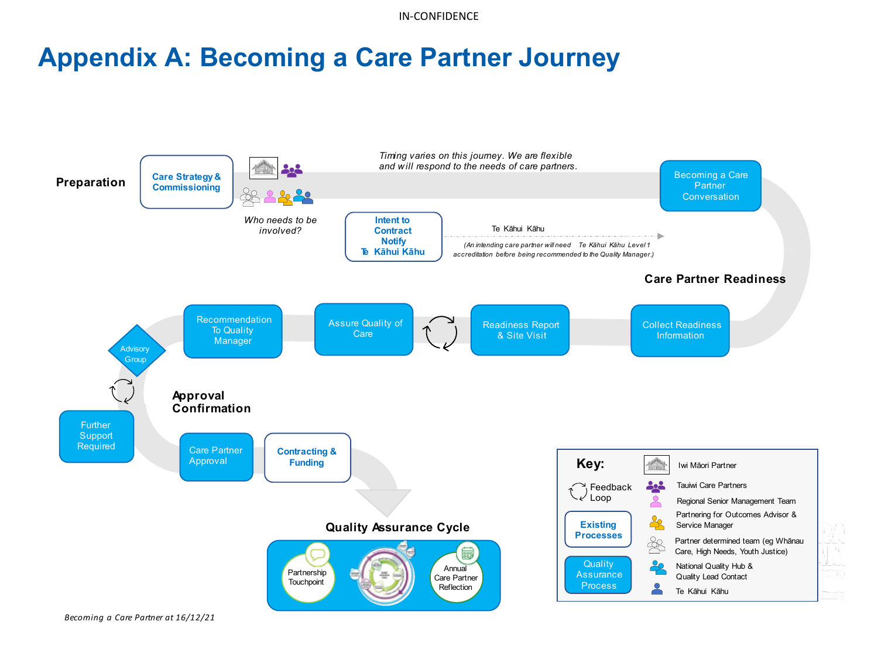# Appendix A: Becoming a Care Partner Journey

*Timing varies on this journey. We are flexible and will respond to the needs of care partners.*

**Preparation**

Care Strategy & Commissioning

*Who needs to be involved?*

Intent to Contract Notify Te Kāhui Kāhu

Te Kāhui Kāhu

*(An intending care partner will need Te Kāhui Kāhu Level 1 accreditation before being recommended to the Quality Manager.)*

Becoming a Care Partner Conversation

**Care Partner Readiness**

Collect Readiness Information

Readiness Report & Site Visit

Assure Quality of Care

Recommendation To Quality Manager

Advisory Group

Further Support Required

**Approval Confirmation**

Care Partner Approval

Contracting & Funding

**Quality Assurance Cycle**

Partnership Touchpoint

Annual Care Partner Reflection

**Key:**

- Feedback Loop
- Existing Processes
- Quality Assurance Process
- Iwi Māori Partner
- Tauiwi Care Partners
- Regional Senior Management Team
- Partnering for Outcomes Advisor & Service Manager
- Partner determined team (eg Whānau Care, High Needs, Youth Justice)
- National Quality Hub & Quality Lead Contact
- Te Kāhui Kāhu

*Becoming a Care Partner at 16/12/21*